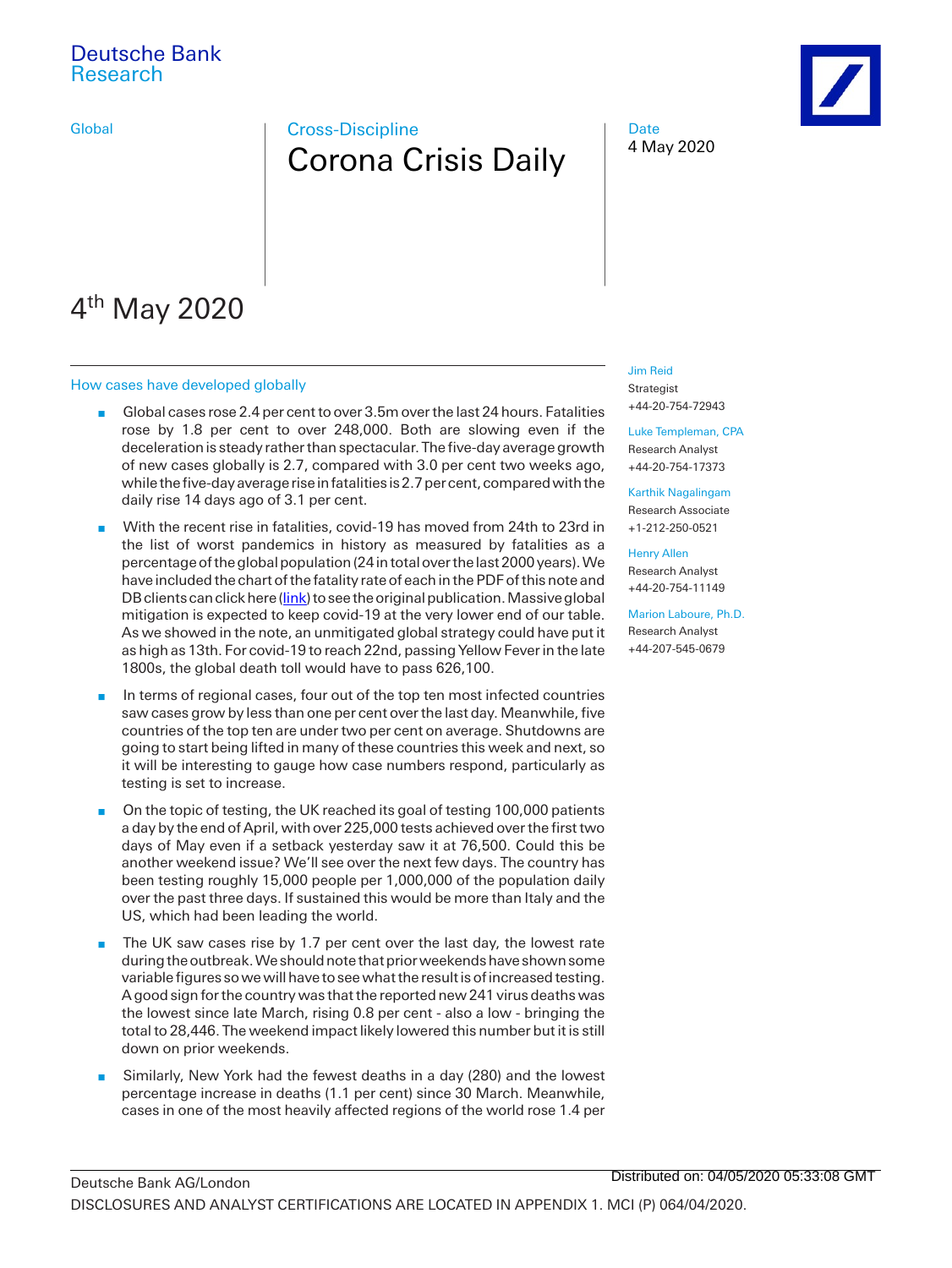Deutsche Bank
Research

Global

Cross-Discipline

# Corona Crisis Daily

Date
4 May 2020

## 4th May 2020

Jim Reid
Strategist
+44-20-754-72943

Luke Templeman, CPA
Research Analyst
+44-20-754-17373

Karthik Nagalingam
Research Associate
+1-212-250-0521

Henry Allen
Research Analyst
+44-20-754-11149

Marion Laboure, Ph.D.
Research Analyst
+44-207-545-0679

### How cases have developed globally

- Global cases rose 2.4 per cent to over 3.5m over the last 24 hours. Fatalities rose by 1.8 per cent to over 248,000. Both are slowing even if the deceleration is steady rather than spectacular. The five-day average growth of new cases globally is 2.7, compared with 3.0 per cent two weeks ago, while the five-day average rise in fatalities is 2.7 per cent, compared with the daily rise 14 days ago of 3.1 per cent.
- With the recent rise in fatalities, covid-19 has moved from 24th to 23rd in the list of worst pandemics in history as measured by fatalities as a percentage of the global population (24 in total over the last 2000 years). We have included the chart of the fatality rate of each in the PDF of this note and DB clients can click here (link) to see the original publication. Massive global mitigation is expected to keep covid-19 at the very lower end of our table. As we showed in the note, an unmitigated global strategy could have put it as high as 13th. For covid-19 to reach 22nd, passing Yellow Fever in the late 1800s, the global death toll would have to pass 626,100.
- In terms of regional cases, four out of the top ten most infected countries saw cases grow by less than one per cent over the last day. Meanwhile, five countries of the top ten are under two per cent on average. Shutdowns are going to start being lifted in many of these countries this week and next, so it will be interesting to gauge how case numbers respond, particularly as testing is set to increase.
- On the topic of testing, the UK reached its goal of testing 100,000 patients a day by the end of April, with over 225,000 tests achieved over the first two days of May even if a setback yesterday saw it at 76,500. Could this be another weekend issue? We'll see over the next few days. The country has been testing roughly 15,000 people per 1,000,000 of the population daily over the past three days. If sustained this would be more than Italy and the US, which had been leading the world.
- The UK saw cases rise by 1.7 per cent over the last day, the lowest rate during the outbreak. We should note that prior weekends have shown some variable figures so we will have to see what the result is of increased testing. A good sign for the country was that the reported new 241 virus deaths was the lowest since late March, rising 0.8 per cent - also a low - bringing the total to 28,446. The weekend impact likely lowered this number but it is still down on prior weekends.
- Similarly, New York had the fewest deaths in a day (280) and the lowest percentage increase in deaths (1.1 per cent) since 30 March. Meanwhile, cases in one of the most heavily affected regions of the world rose 1.4 per

Deutsche Bank AG/London

DISCLOSURES AND ANALYST CERTIFICATIONS ARE LOCATED IN APPENDIX 1. MCI (P) 064/04/2020.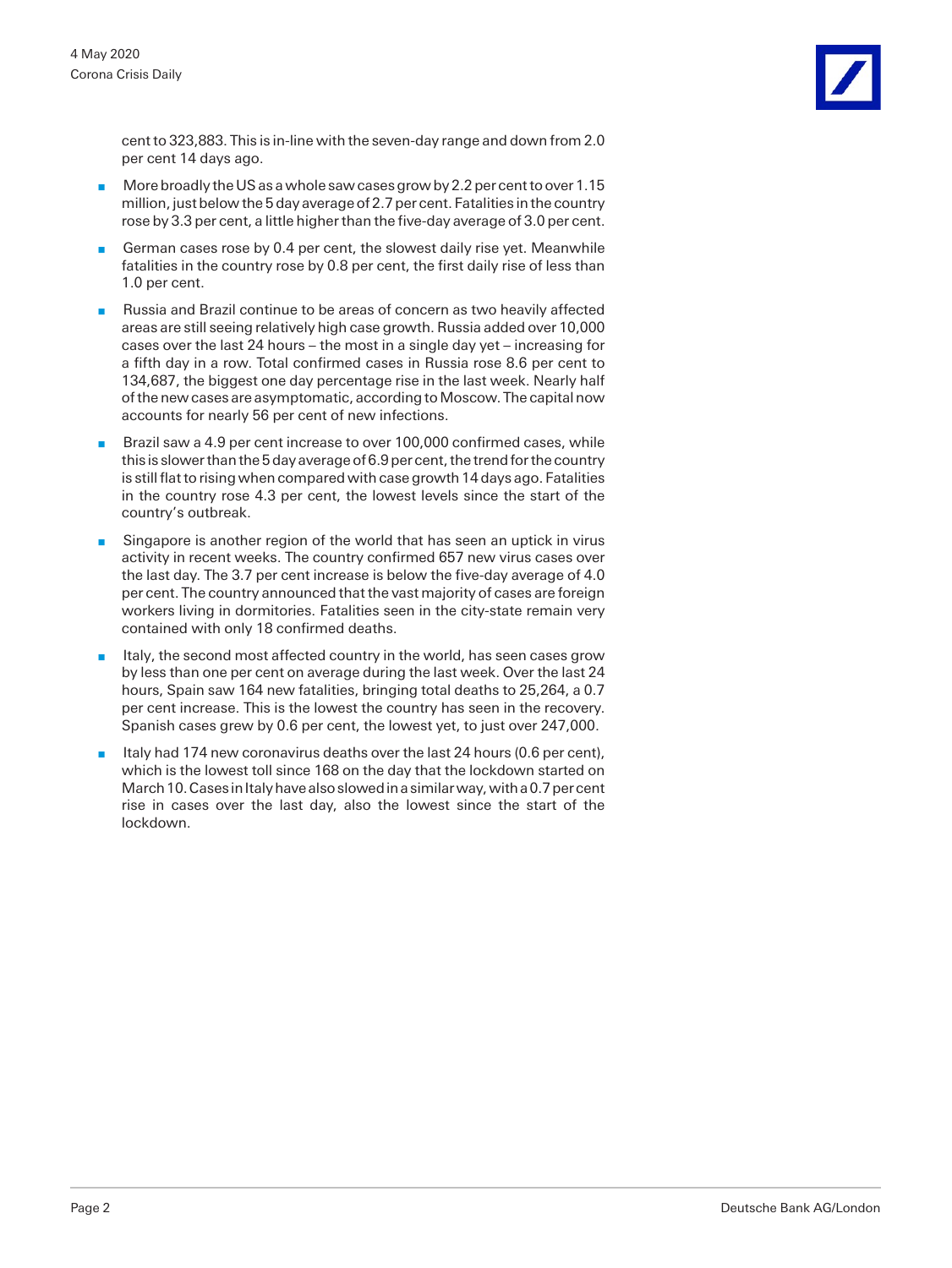cent to 323,883. This is in-line with the seven-day range and down from 2.0 per cent 14 days ago.

- More broadly the US as a whole saw cases grow by 2.2 per cent to over 1.15 million, just below the 5 day average of 2.7 per cent. Fatalities in the country rose by 3.3 per cent, a little higher than the five-day average of 3.0 per cent.
- German cases rose by 0.4 per cent, the slowest daily rise yet. Meanwhile fatalities in the country rose by 0.8 per cent, the first daily rise of less than 1.0 per cent.
- Russia and Brazil continue to be areas of concern as two heavily affected areas are still seeing relatively high case growth. Russia added over 10,000 cases over the last 24 hours – the most in a single day yet – increasing for a fifth day in a row. Total confirmed cases in Russia rose 8.6 per cent to 134,687, the biggest one day percentage rise in the last week. Nearly half of the new cases are asymptomatic, according to Moscow. The capital now accounts for nearly 56 per cent of new infections.
- Brazil saw a 4.9 per cent increase to over 100,000 confirmed cases, while this is slower than the 5 day average of 6.9 per cent, the trend for the country is still flat to rising when compared with case growth 14 days ago. Fatalities in the country rose 4.3 per cent, the lowest levels since the start of the country's outbreak.
- Singapore is another region of the world that has seen an uptick in virus activity in recent weeks. The country confirmed 657 new virus cases over the last day. The 3.7 per cent increase is below the five-day average of 4.0 per cent. The country announced that the vast majority of cases are foreign workers living in dormitories. Fatalities seen in the city-state remain very contained with only 18 confirmed deaths.
- Italy, the second most affected country in the world, has seen cases grow by less than one per cent on average during the last week. Over the last 24 hours, Spain saw 164 new fatalities, bringing total deaths to 25,264, a 0.7 per cent increase. This is the lowest the country has seen in the recovery. Spanish cases grew by 0.6 per cent, the lowest yet, to just over 247,000.
- Italy had 174 new coronavirus deaths over the last 24 hours (0.6 per cent), which is the lowest toll since 168 on the day that the lockdown started on March 10. Cases in Italy have also slowed in a similar way, with a 0.7 per cent rise in cases over the last day, also the lowest since the start of the lockdown.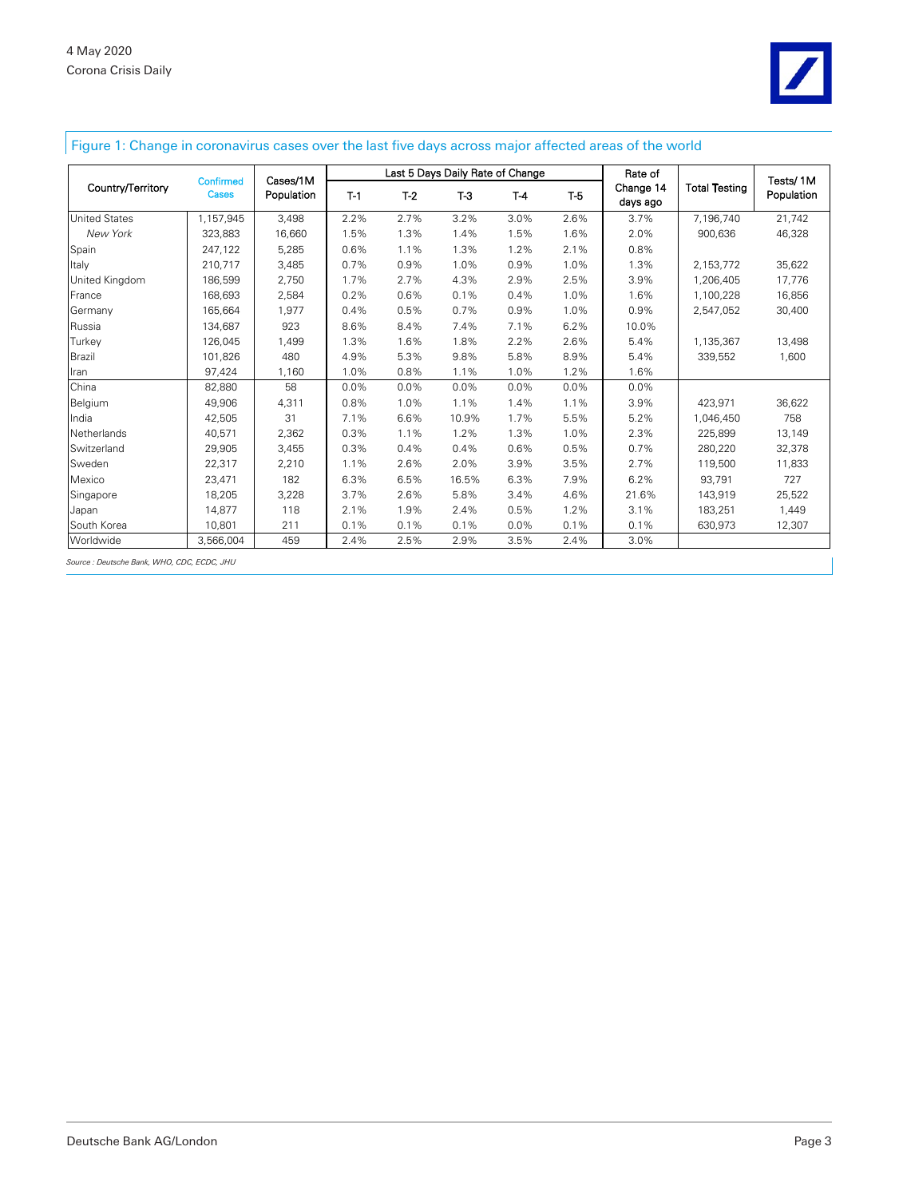Figure 1: Change in coronavirus cases over the last five days across major affected areas of the world

| Country/Territory | Confirmed Cases | Cases/1M Population | Last 5 Days Daily Rate of Change | | | | | Rate of Change 14 days ago | Total Testing | Tests/ 1M Population |
|---|---|---|---|---|---|---|---|---|---|---|
| | | | T-1 | T-2 | T-3 | T-4 | T-5 | | | |
| United States | 1,157,945 | 3,498 | 2.2% | 2.7% | 3.2% | 3.0% | 2.6% | 3.7% | 7,196,740 | 21,742 |
| *New York* | 323,883 | 16,660 | 1.5% | 1.3% | 1.4% | 1.5% | 1.6% | 2.0% | 900,636 | 46,328 |
| Spain | 247,122 | 5,285 | 0.6% | 1.1% | 1.3% | 1.2% | 2.1% | 0.8% | | |
| Italy | 210,717 | 3,485 | 0.7% | 0.9% | 1.0% | 0.9% | 1.0% | 1.3% | 2,153,772 | 35,622 |
| United Kingdom | 186,599 | 2,750 | 1.7% | 2.7% | 4.3% | 2.9% | 2.5% | 3.9% | 1,206,405 | 17,776 |
| France | 168,693 | 2,584 | 0.2% | 0.6% | 0.1% | 0.4% | 1.0% | 1.6% | 1,100,228 | 16,856 |
| Germany | 165,664 | 1,977 | 0.4% | 0.5% | 0.7% | 0.9% | 1.0% | 0.9% | 2,547,052 | 30,400 |
| Russia | 134,687 | 923 | 8.6% | 8.4% | 7.4% | 7.1% | 6.2% | 10.0% | | |
| Turkey | 126,045 | 1,499 | 1.3% | 1.6% | 1.8% | 2.2% | 2.6% | 5.4% | 1,135,367 | 13,498 |
| Brazil | 101,826 | 480 | 4.9% | 5.3% | 9.8% | 5.8% | 8.9% | 5.4% | 339,552 | 1,600 |
| Iran | 97,424 | 1,160 | 1.0% | 0.8% | 1.1% | 1.0% | 1.2% | 1.6% | | |
| China | 82,880 | 58 | 0.0% | 0.0% | 0.0% | 0.0% | 0.0% | 0.0% | | |
| Belgium | 49,906 | 4,311 | 0.8% | 1.0% | 1.1% | 1.4% | 1.1% | 3.9% | 423,971 | 36,622 |
| India | 42,505 | 31 | 7.1% | 6.6% | 10.9% | 1.7% | 5.5% | 5.2% | 1,046,450 | 758 |
| Netherlands | 40,571 | 2,362 | 0.3% | 1.1% | 1.2% | 1.3% | 1.0% | 2.3% | 225,899 | 13,149 |
| Switzerland | 29,905 | 3,455 | 0.3% | 0.4% | 0.4% | 0.6% | 0.5% | 0.7% | 280,220 | 32,378 |
| Sweden | 22,317 | 2,210 | 1.1% | 2.6% | 2.0% | 3.9% | 3.5% | 2.7% | 119,500 | 11,833 |
| Mexico | 23,471 | 182 | 6.3% | 6.5% | 16.5% | 6.3% | 7.9% | 6.2% | 93,791 | 727 |
| Singapore | 18,205 | 3,228 | 3.7% | 2.6% | 5.8% | 3.4% | 4.6% | 21.6% | 143,919 | 25,522 |
| Japan | 14,877 | 118 | 2.1% | 1.9% | 2.4% | 0.5% | 1.2% | 3.1% | 183,251 | 1,449 |
| South Korea | 10,801 | 211 | 0.1% | 0.1% | 0.1% | 0.0% | 0.1% | 0.1% | 630,973 | 12,307 |
| Worldwide | 3,566,004 | 459 | 2.4% | 2.5% | 2.9% | 3.5% | 2.4% | 3.0% | | |

*Source : Deutsche Bank, WHO, CDC, ECDC, JHU*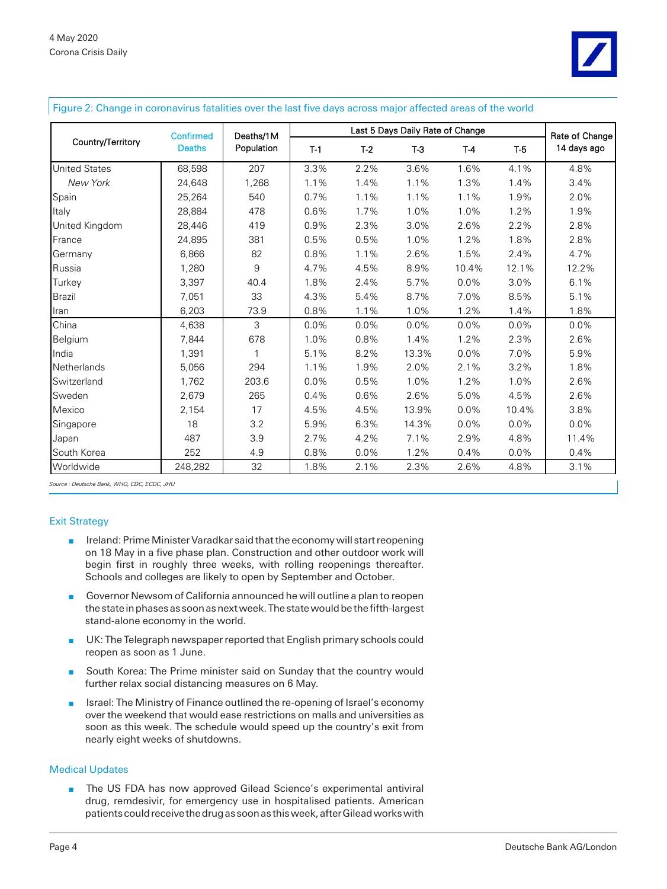Figure 2: Change in coronavirus fatalities over the last five days across major affected areas of the world

| Country/Territory | Confirmed Deaths | Deaths/1M Population | Last 5 Days Daily Rate of Change | | | | | Rate of Change 14 days ago |
|---|---|---|---|---|---|---|---|---|
| | | | T-1 | T-2 | T-3 | T-4 | T-5 | |
| United States | 68,598 | 207 | 3.3% | 2.2% | 3.6% | 1.6% | 4.1% | 4.8% |
| *New York* | 24,648 | 1,268 | 1.1% | 1.4% | 1.1% | 1.3% | 1.4% | 3.4% |
| Spain | 25,264 | 540 | 0.7% | 1.1% | 1.1% | 1.1% | 1.9% | 2.0% |
| Italy | 28,884 | 478 | 0.6% | 1.7% | 1.0% | 1.0% | 1.2% | 1.9% |
| United Kingdom | 28,446 | 419 | 0.9% | 2.3% | 3.0% | 2.6% | 2.2% | 2.8% |
| France | 24,895 | 381 | 0.5% | 0.5% | 1.0% | 1.2% | 1.8% | 2.8% |
| Germany | 6,866 | 82 | 0.8% | 1.1% | 2.6% | 1.5% | 2.4% | 4.7% |
| Russia | 1,280 | 9 | 4.7% | 4.5% | 8.9% | 10.4% | 12.1% | 12.2% |
| Turkey | 3,397 | 40.4 | 1.8% | 2.4% | 5.7% | 0.0% | 3.0% | 6.1% |
| Brazil | 7,051 | 33 | 4.3% | 5.4% | 8.7% | 7.0% | 8.5% | 5.1% |
| Iran | 6,203 | 73.9 | 0.8% | 1.1% | 1.0% | 1.2% | 1.4% | 1.8% |
| China | 4,638 | 3 | 0.0% | 0.0% | 0.0% | 0.0% | 0.0% | 0.0% |
| Belgium | 7,844 | 678 | 1.0% | 0.8% | 1.4% | 1.2% | 2.3% | 2.6% |
| India | 1,391 | 1 | 5.1% | 8.2% | 13.3% | 0.0% | 7.0% | 5.9% |
| Netherlands | 5,056 | 294 | 1.1% | 1.9% | 2.0% | 2.1% | 3.2% | 1.8% |
| Switzerland | 1,762 | 203.6 | 0.0% | 0.5% | 1.0% | 1.2% | 1.0% | 2.6% |
| Sweden | 2,679 | 265 | 0.4% | 0.6% | 2.6% | 5.0% | 4.5% | 2.6% |
| Mexico | 2,154 | 17 | 4.5% | 4.5% | 13.9% | 0.0% | 10.4% | 3.8% |
| Singapore | 18 | 3.2 | 5.9% | 6.3% | 14.3% | 0.0% | 0.0% | 0.0% |
| Japan | 487 | 3.9 | 2.7% | 4.2% | 7.1% | 2.9% | 4.8% | 11.4% |
| South Korea | 252 | 4.9 | 0.8% | 0.0% | 1.2% | 0.4% | 0.0% | 0.4% |
| Worldwide | 248,282 | 32 | 1.8% | 2.1% | 2.3% | 2.6% | 4.8% | 3.1% |

*Source : Deutsche Bank, WHO, CDC, ECDC, JHU*

## Exit Strategy

- Ireland: Prime Minister Varadkar said that the economy will start reopening on 18 May in a five phase plan. Construction and other outdoor work will begin first in roughly three weeks, with rolling reopenings thereafter. Schools and colleges are likely to open by September and October.
- Governor Newsom of California announced he will outline a plan to reopen the state in phases as soon as next week. The state would be the fifth-largest stand-alone economy in the world.
- UK: The Telegraph newspaper reported that English primary schools could reopen as soon as 1 June.
- South Korea: The Prime minister said on Sunday that the country would further relax social distancing measures on 6 May.
- Israel: The Ministry of Finance outlined the re-opening of Israel's economy over the weekend that would ease restrictions on malls and universities as soon as this week. The schedule would speed up the country's exit from nearly eight weeks of shutdowns.

## Medical Updates

- The US FDA has now approved Gilead Science's experimental antiviral drug, remdesivir, for emergency use in hospitalised patients. American patients could receive the drug as soon as this week, after Gilead works with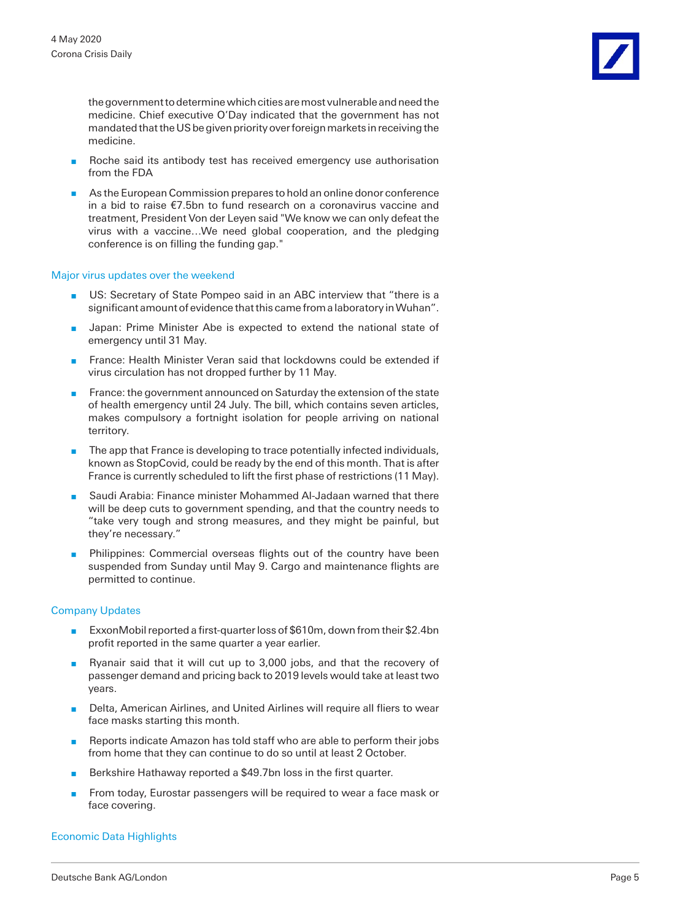the government to determine which cities are most vulnerable and need the medicine. Chief executive O'Day indicated that the government has not mandated that the US be given priority over foreign markets in receiving the medicine.

- Roche said its antibody test has received emergency use authorisation from the FDA
- As the European Commission prepares to hold an online donor conference in a bid to raise €7.5bn to fund research on a coronavirus vaccine and treatment, President Von der Leyen said "We know we can only defeat the virus with a vaccine…We need global cooperation, and the pledging conference is on filling the funding gap."

### Major virus updates over the weekend

- US: Secretary of State Pompeo said in an ABC interview that "there is a significant amount of evidence that this came from a laboratory in Wuhan".
- Japan: Prime Minister Abe is expected to extend the national state of emergency until 31 May.
- France: Health Minister Veran said that lockdowns could be extended if virus circulation has not dropped further by 11 May.
- France: the government announced on Saturday the extension of the state of health emergency until 24 July. The bill, which contains seven articles, makes compulsory a fortnight isolation for people arriving on national territory.
- The app that France is developing to trace potentially infected individuals, known as StopCovid, could be ready by the end of this month. That is after France is currently scheduled to lift the first phase of restrictions (11 May).
- Saudi Arabia: Finance minister Mohammed Al-Jadaan warned that there will be deep cuts to government spending, and that the country needs to "take very tough and strong measures, and they might be painful, but they're necessary."
- Philippines: Commercial overseas flights out of the country have been suspended from Sunday until May 9. Cargo and maintenance flights are permitted to continue.

### Company Updates

- ExxonMobil reported a first-quarter loss of $610m, down from their $2.4bn profit reported in the same quarter a year earlier.
- Ryanair said that it will cut up to 3,000 jobs, and that the recovery of passenger demand and pricing back to 2019 levels would take at least two years.
- Delta, American Airlines, and United Airlines will require all fliers to wear face masks starting this month.
- Reports indicate Amazon has told staff who are able to perform their jobs from home that they can continue to do so until at least 2 October.
- Berkshire Hathaway reported a $49.7bn loss in the first quarter.
- From today, Eurostar passengers will be required to wear a face mask or face covering.

### Economic Data Highlights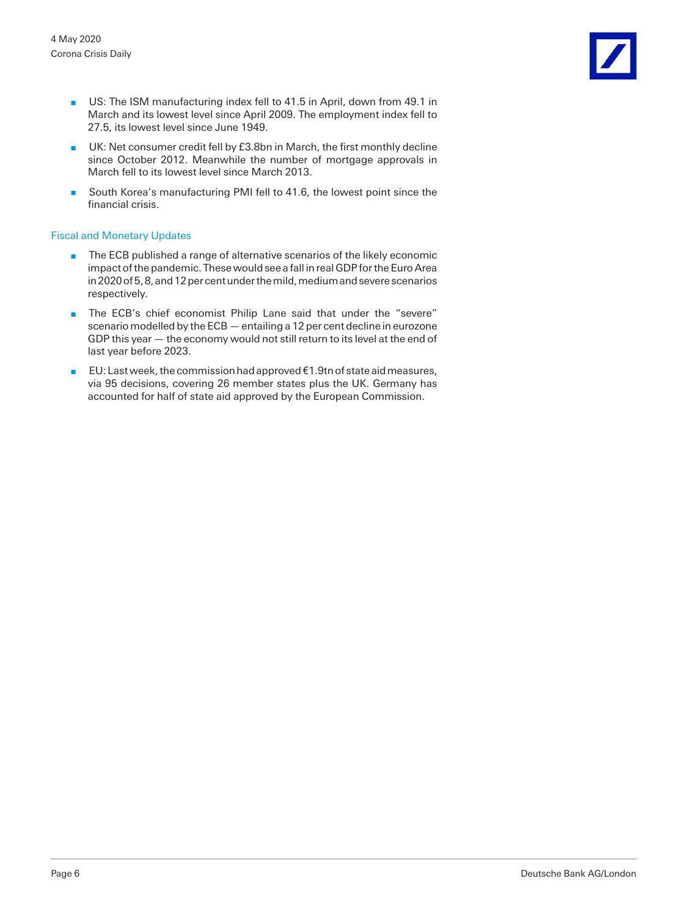- US: The ISM manufacturing index fell to 41.5 in April, down from 49.1 in March and its lowest level since April 2009. The employment index fell to 27.5, its lowest level since June 1949.
- UK: Net consumer credit fell by £3.8bn in March, the first monthly decline since October 2012. Meanwhile the number of mortgage approvals in March fell to its lowest level since March 2013.
- South Korea's manufacturing PMI fell to 41.6, the lowest point since the financial crisis.

### Fiscal and Monetary Updates

- The ECB published a range of alternative scenarios of the likely economic impact of the pandemic. These would see a fall in real GDP for the Euro Area in 2020 of 5, 8, and 12 per cent under the mild, medium and severe scenarios respectively.
- The ECB's chief economist Philip Lane said that under the "severe" scenario modelled by the ECB — entailing a 12 per cent decline in eurozone GDP this year — the economy would not still return to its level at the end of last year before 2023.
- EU: Last week, the commission had approved €1.9tn of state aid measures, via 95 decisions, covering 26 member states plus the UK. Germany has accounted for half of state aid approved by the European Commission.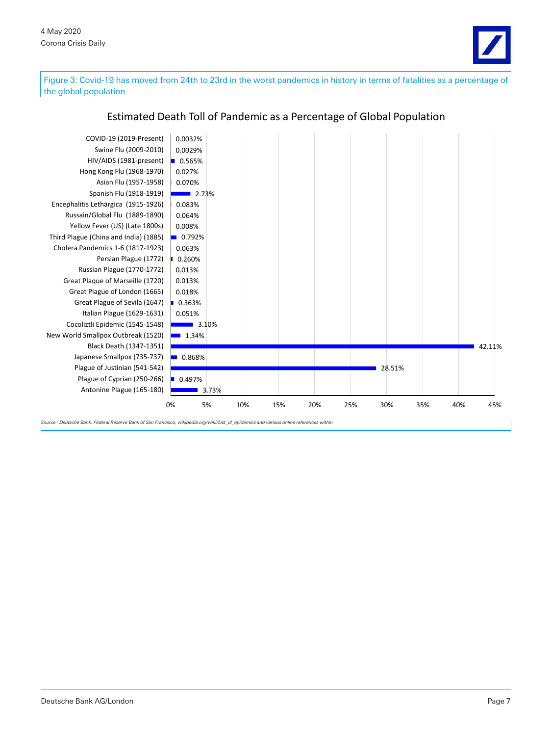Figure 3: Covid-19 has moved from 24th to 23rd in the worst pandemics in history in terms of fatalities as a percentage of the global population

**Estimated Death Toll of Pandemic as a Percentage of Global Population**

| Pandemic | Estimated Death Toll (% of Global Population) |
|---|---|
| COVID-19 (2019-Present) | 0.0032% |
| Swine Flu (2009-2010) | 0.0029% |
| HIV/AIDS (1981-present) | 0.565% |
| Hong Kong Flu (1968-1970) | 0.027% |
| Asian Flu (1957-1958) | 0.070% |
| Spanish Flu (1918-1919) | 2.73% |
| Encephalitis Lethargica (1915-1926) | 0.083% |
| Russain/Global Flu (1889-1890) | 0.064% |
| Yellow Fever (US) (Late 1800s) | 0.008% |
| Third Plague (China and India) (1885) | 0.792% |
| Cholera Pandemics 1-6 (1817-1923) | 0.063% |
| Persian Plague (1772) | 0.260% |
| Russian Plague (1770-1772) | 0.013% |
| Great Plaque of Marseille (1720) | 0.013% |
| Great Plague of London (1665) | 0.018% |
| Great Plague of Sevila (1647) | 0.363% |
| Italian Plague (1629-1631) | 0.051% |
| Cocoliztli Epidemic (1545-1548) | 3.10% |
| New World Smallpox Outbreak (1520) | 1.34% |
| Black Death (1347-1351) | 42.11% |
| Japanese Smallpox (735-737) | 0.868% |
| Plague of Justinian (541-542) | 28.51% |
| Plague of Cyprian (250-266) | 0.497% |
| Antonine Plague (165-180) | 3.73% |

*Source : Deutsche Bank, Federal Reserve Bank of San Francisco, wikipedia.org/wiki/List_of_epidemics and various online references within*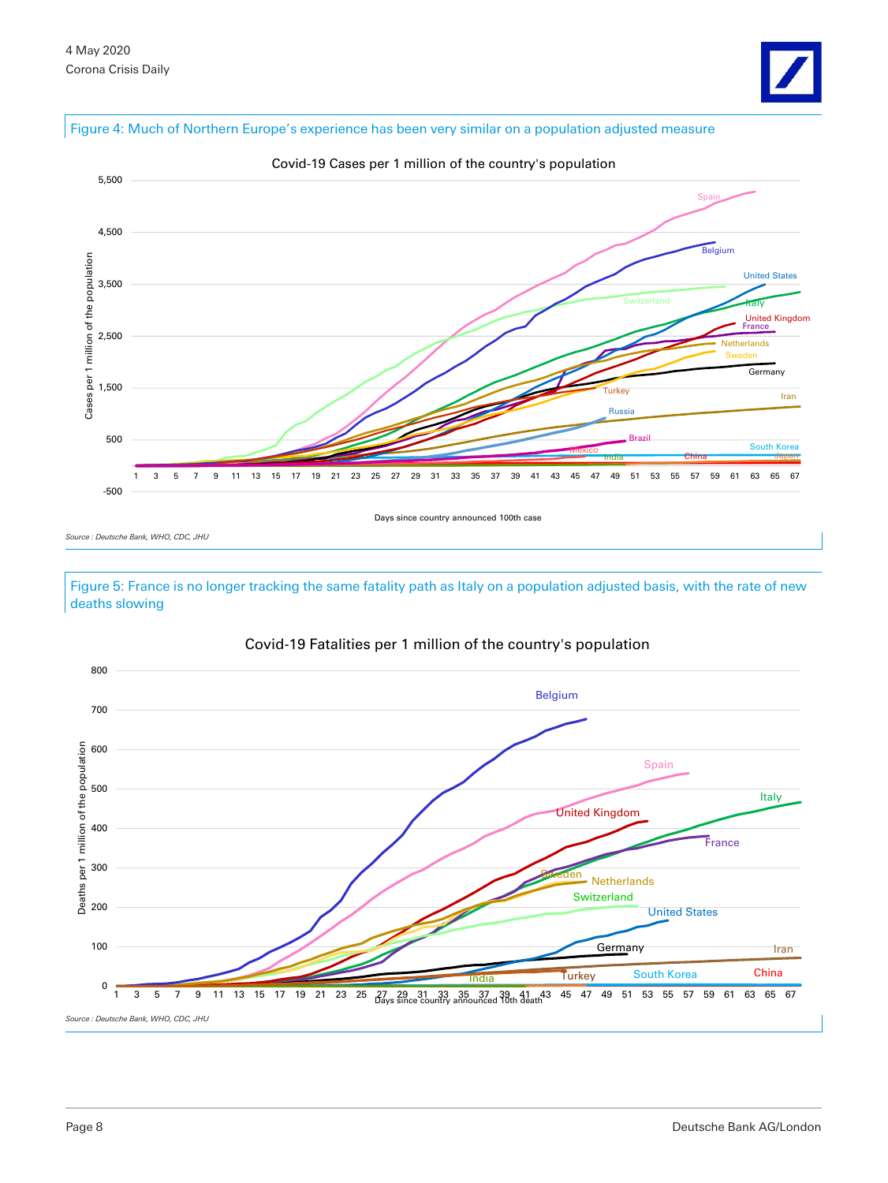Figure 4: Much of Northern Europe's experience has been very similar on a population adjusted measure

Source : Deutsche Bank, WHO, CDC, JHU

Figure 5: France is no longer tracking the same fatality path as Italy on a population adjusted basis, with the rate of new deaths slowing

Source : Deutsche Bank, WHO, CDC, JHU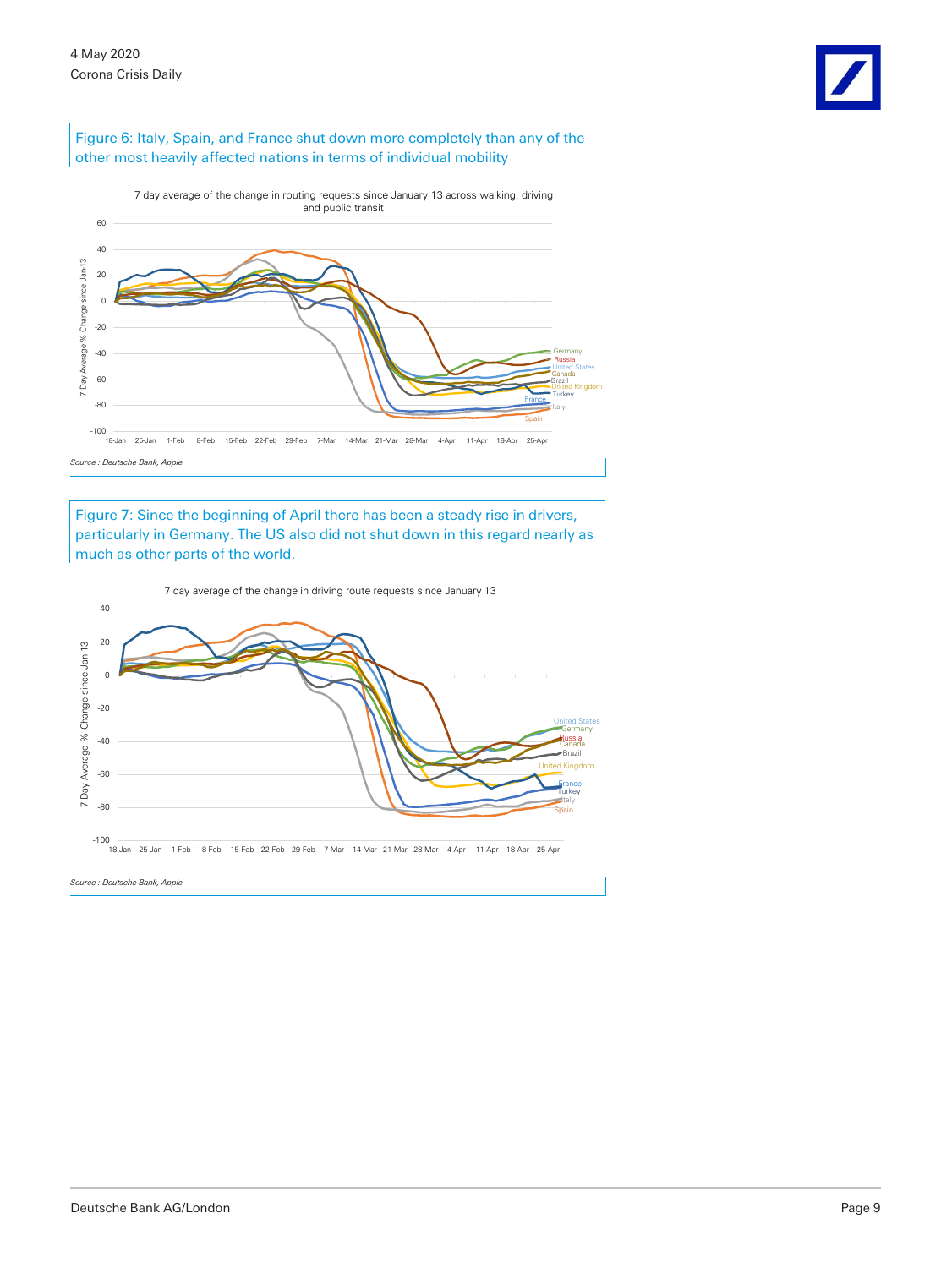Figure 6: Italy, Spain, and France shut down more completely than any of the other most heavily affected nations in terms of individual mobility

7 day average of the change in routing requests since January 13 across walking, driving and public transit

*Source : Deutsche Bank, Apple*

Figure 7: Since the beginning of April there has been a steady rise in drivers, particularly in Germany. The US also did not shut down in this regard nearly as much as other parts of the world.

7 day average of the change in driving route requests since January 13

*Source : Deutsche Bank, Apple*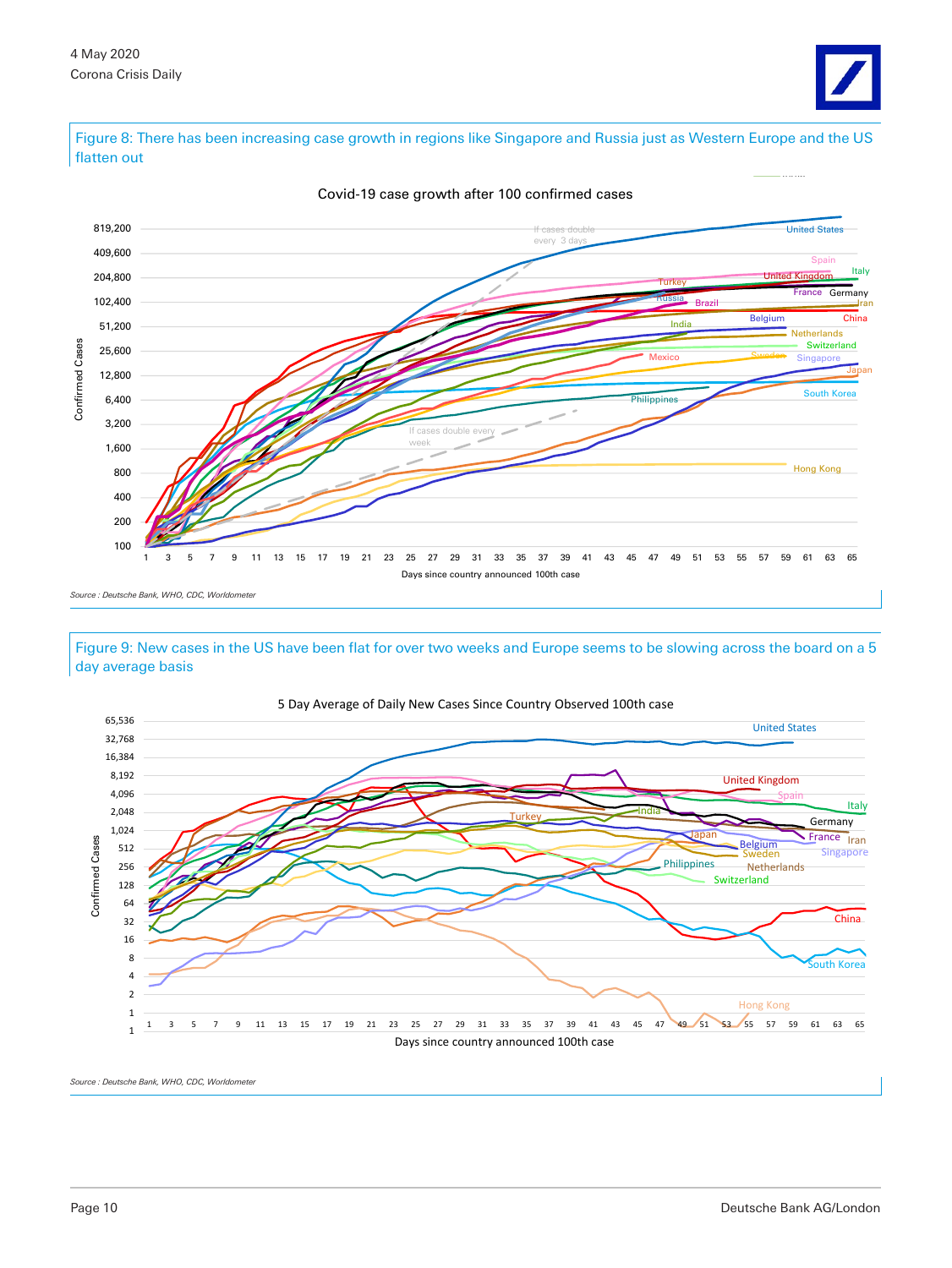Figure 8: There has been increasing case growth in regions like Singapore and Russia just as Western Europe and the US flatten out

Covid-19 case growth after 100 confirmed cases

Source : Deutsche Bank, WHO, CDC, Worldometer

Figure 9: New cases in the US have been flat for over two weeks and Europe seems to be slowing across the board on a 5 day average basis

5 Day Average of Daily New Cases Since Country Observed 100th case

Source : Deutsche Bank, WHO, CDC, Worldometer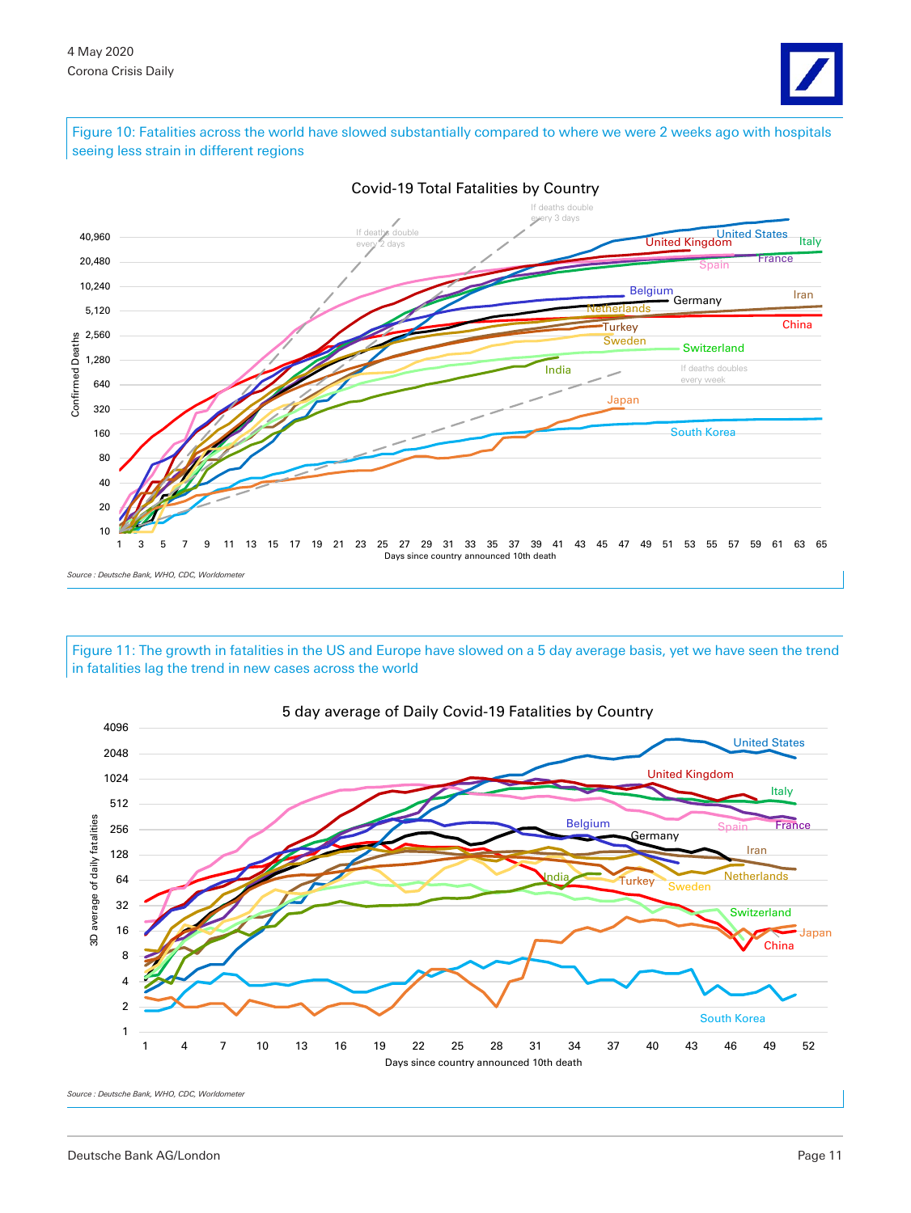Figure 10: Fatalities across the world have slowed substantially compared to where we were 2 weeks ago with hospitals seeing less strain in different regions

Covid-19 Total Fatalities by Country

Source : Deutsche Bank, WHO, CDC, Worldometer

Figure 11: The growth in fatalities in the US and Europe have slowed on a 5 day average basis, yet we have seen the trend in fatalities lag the trend in new cases across the world

5 day average of Daily Covid-19 Fatalities by Country

Source : Deutsche Bank, WHO, CDC, Worldometer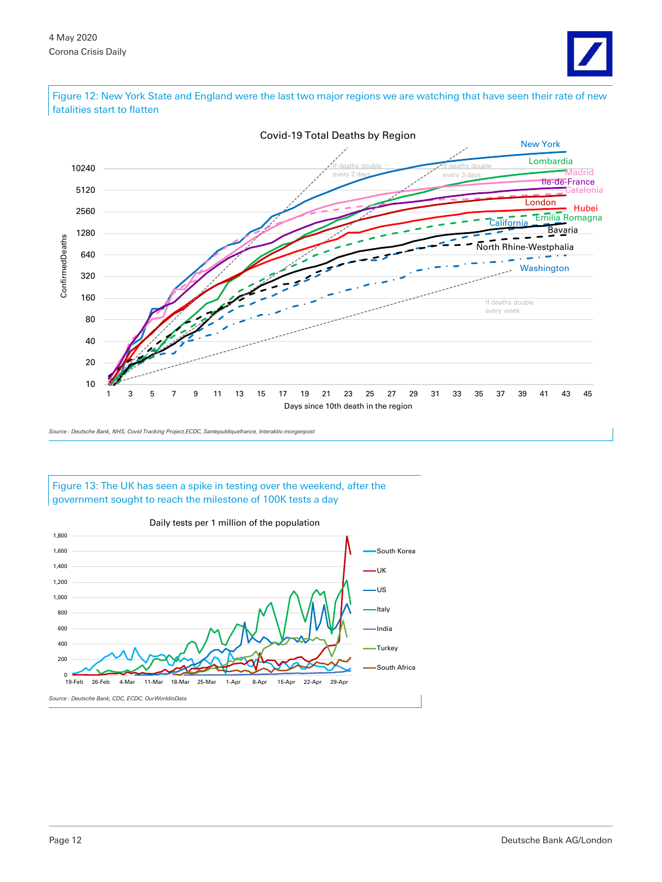Figure 12: New York State and England were the last two major regions we are watching that have seen their rate of new fatalities start to flatten

Source : Deutsche Bank, NHS, Covid Tracking Project,ECDC, Santepubliquefrance, Interaktiv.morgenpost

Figure 13: The UK has seen a spike in testing over the weekend, after the government sought to reach the milestone of 100K tests a day

Source : Deutsche Bank, CDC, ECDC, OurWorldinData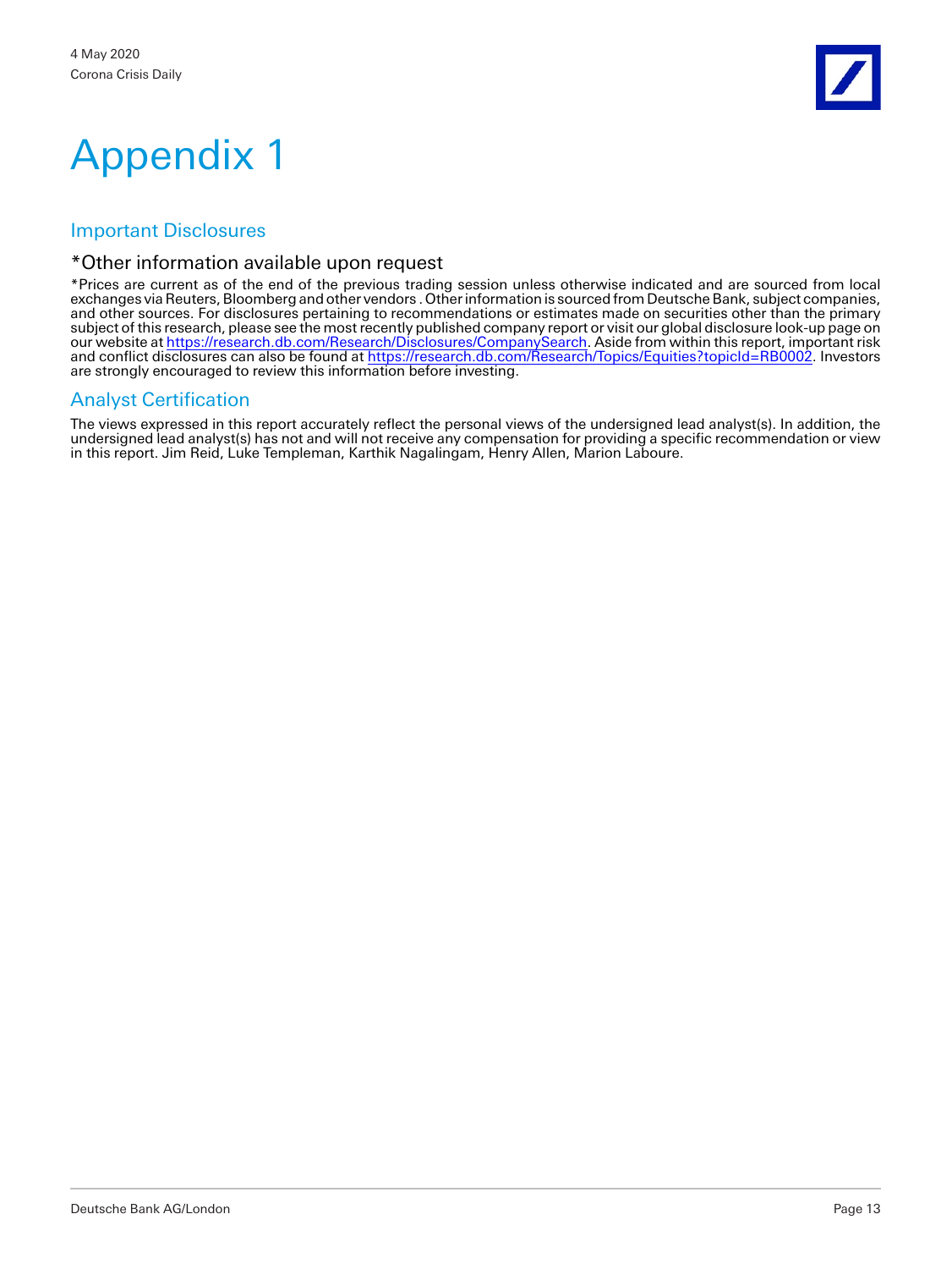# Appendix 1

## Important Disclosures

### *Other information available upon request

*Prices are current as of the end of the previous trading session unless otherwise indicated and are sourced from local exchanges via Reuters, Bloomberg and other vendors . Other information is sourced from Deutsche Bank, subject companies, and other sources. For disclosures pertaining to recommendations or estimates made on securities other than the primary subject of this research, please see the most recently published company report or visit our global disclosure look-up page on our website at https://research.db.com/Research/Disclosures/CompanySearch. Aside from within this report, important risk and conflict disclosures can also be found at https://research.db.com/Research/Topics/Equities?topicId=RB0002. Investors are strongly encouraged to review this information before investing.

## Analyst Certification

The views expressed in this report accurately reflect the personal views of the undersigned lead analyst(s). In addition, the undersigned lead analyst(s) has not and will not receive any compensation for providing a specific recommendation or view in this report. Jim Reid, Luke Templeman, Karthik Nagalingam, Henry Allen, Marion Laboure.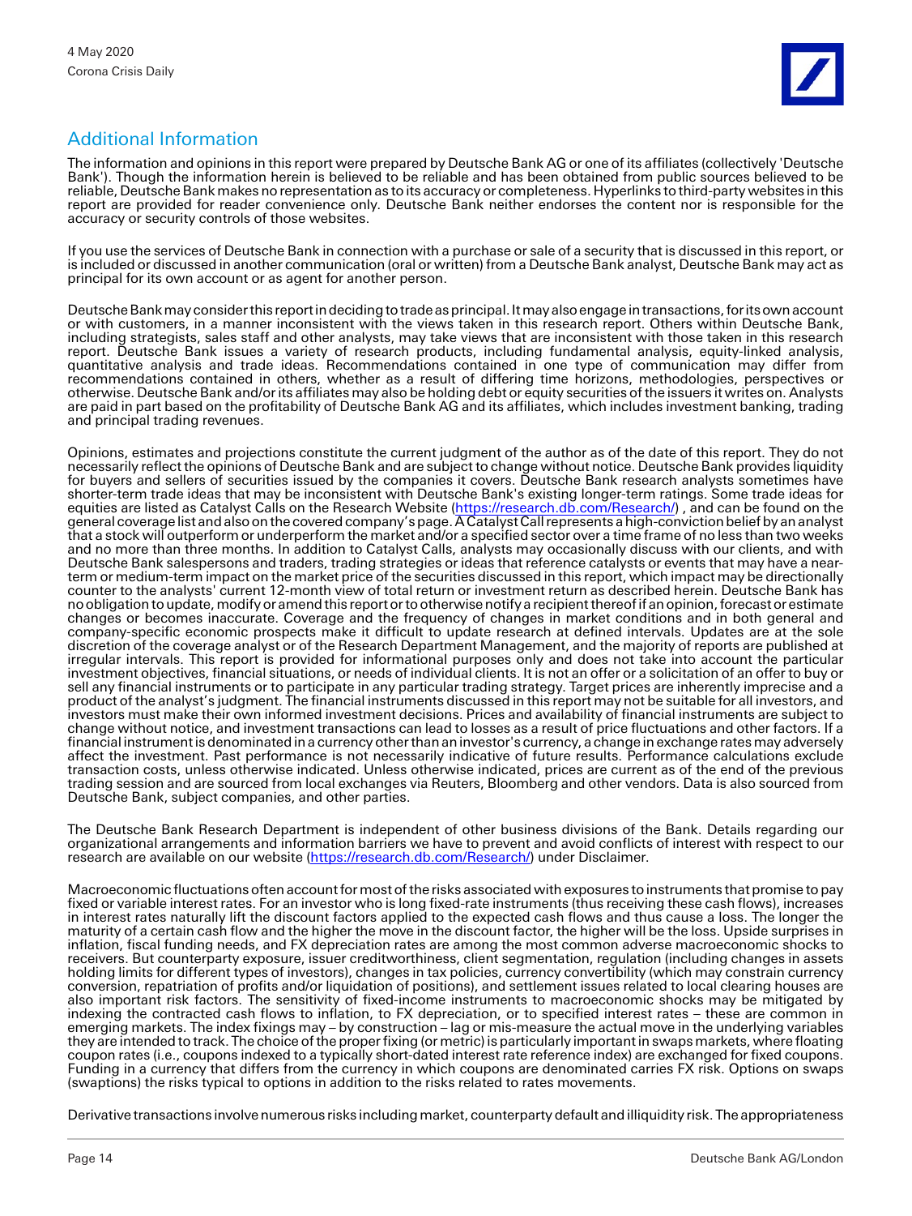## Additional Information

The information and opinions in this report were prepared by Deutsche Bank AG or one of its affiliates (collectively 'Deutsche Bank'). Though the information herein is believed to be reliable and has been obtained from public sources believed to be reliable, Deutsche Bank makes no representation as to its accuracy or completeness. Hyperlinks to third-party websites in this report are provided for reader convenience only. Deutsche Bank neither endorses the content nor is responsible for the accuracy or security controls of those websites.

If you use the services of Deutsche Bank in connection with a purchase or sale of a security that is discussed in this report, or is included or discussed in another communication (oral or written) from a Deutsche Bank analyst, Deutsche Bank may act as principal for its own account or as agent for another person.

Deutsche Bank may consider this report in deciding to trade as principal. It may also engage in transactions, for its own account or with customers, in a manner inconsistent with the views taken in this research report. Others within Deutsche Bank, including strategists, sales staff and other analysts, may take views that are inconsistent with those taken in this research report. Deutsche Bank issues a variety of research products, including fundamental analysis, equity-linked analysis, quantitative analysis and trade ideas. Recommendations contained in one type of communication may differ from recommendations contained in others, whether as a result of differing time horizons, methodologies, perspectives or otherwise. Deutsche Bank and/or its affiliates may also be holding debt or equity securities of the issuers it writes on. Analysts are paid in part based on the profitability of Deutsche Bank AG and its affiliates, which includes investment banking, trading and principal trading revenues.

Opinions, estimates and projections constitute the current judgment of the author as of the date of this report. They do not necessarily reflect the opinions of Deutsche Bank and are subject to change without notice. Deutsche Bank provides liquidity for buyers and sellers of securities issued by the companies it covers. Deutsche Bank research analysts sometimes have shorter-term trade ideas that may be inconsistent with Deutsche Bank's existing longer-term ratings. Some trade ideas for equities are listed as Catalyst Calls on the Research Website (https://research.db.com/Research/) , and can be found on the general coverage list and also on the covered company's page. A Catalyst Call represents a high-conviction belief by an analyst that a stock will outperform or underperform the market and/or a specified sector over a time frame of no less than two weeks and no more than three months. In addition to Catalyst Calls, analysts may occasionally discuss with our clients, and with Deutsche Bank salespersons and traders, trading strategies or ideas that reference catalysts or events that may have a near-term or medium-term impact on the market price of the securities discussed in this report, which impact may be directionally counter to the analysts' current 12-month view of total return or investment return as described herein. Deutsche Bank has no obligation to update, modify or amend this report or to otherwise notify a recipient thereof if an opinion, forecast or estimate changes or becomes inaccurate. Coverage and the frequency of changes in market conditions and in both general and company-specific economic prospects make it difficult to update research at defined intervals. Updates are at the sole discretion of the coverage analyst or of the Research Department Management, and the majority of reports are published at irregular intervals. This report is provided for informational purposes only and does not take into account the particular investment objectives, financial situations, or needs of individual clients. It is not an offer or a solicitation of an offer to buy or sell any financial instruments or to participate in any particular trading strategy. Target prices are inherently imprecise and a product of the analyst's judgment. The financial instruments discussed in this report may not be suitable for all investors, and investors must make their own informed investment decisions. Prices and availability of financial instruments are subject to change without notice, and investment transactions can lead to losses as a result of price fluctuations and other factors. If a financial instrument is denominated in a currency other than an investor's currency, a change in exchange rates may adversely affect the investment. Past performance is not necessarily indicative of future results. Performance calculations exclude transaction costs, unless otherwise indicated. Unless otherwise indicated, prices are current as of the end of the previous trading session and are sourced from local exchanges via Reuters, Bloomberg and other vendors. Data is also sourced from Deutsche Bank, subject companies, and other parties.

The Deutsche Bank Research Department is independent of other business divisions of the Bank. Details regarding our organizational arrangements and information barriers we have to prevent and avoid conflicts of interest with respect to our research are available on our website (https://research.db.com/Research/) under Disclaimer.

Macroeconomic fluctuations often account for most of the risks associated with exposures to instruments that promise to pay fixed or variable interest rates. For an investor who is long fixed-rate instruments (thus receiving these cash flows), increases in interest rates naturally lift the discount factors applied to the expected cash flows and thus cause a loss. The longer the maturity of a certain cash flow and the higher the move in the discount factor, the higher will be the loss. Upside surprises in inflation, fiscal funding needs, and FX depreciation rates are among the most common adverse macroeconomic shocks to receivers. But counterparty exposure, issuer creditworthiness, client segmentation, regulation (including changes in assets holding limits for different types of investors), changes in tax policies, currency convertibility (which may constrain currency conversion, repatriation of profits and/or liquidation of positions), and settlement issues related to local clearing houses are also important risk factors. The sensitivity of fixed-income instruments to macroeconomic shocks may be mitigated by indexing the contracted cash flows to inflation, to FX depreciation, or to specified interest rates – these are common in emerging markets. The index fixings may – by construction – lag or mis-measure the actual move in the underlying variables they are intended to track. The choice of the proper fixing (or metric) is particularly important in swaps markets, where floating coupon rates (i.e., coupons indexed to a typically short-dated interest rate reference index) are exchanged for fixed coupons. Funding in a currency that differs from the currency in which coupons are denominated carries FX risk. Options on swaps (swaptions) the risks typical to options in addition to the risks related to rates movements.

Derivative transactions involve numerous risks including market, counterparty default and illiquidity risk. The appropriateness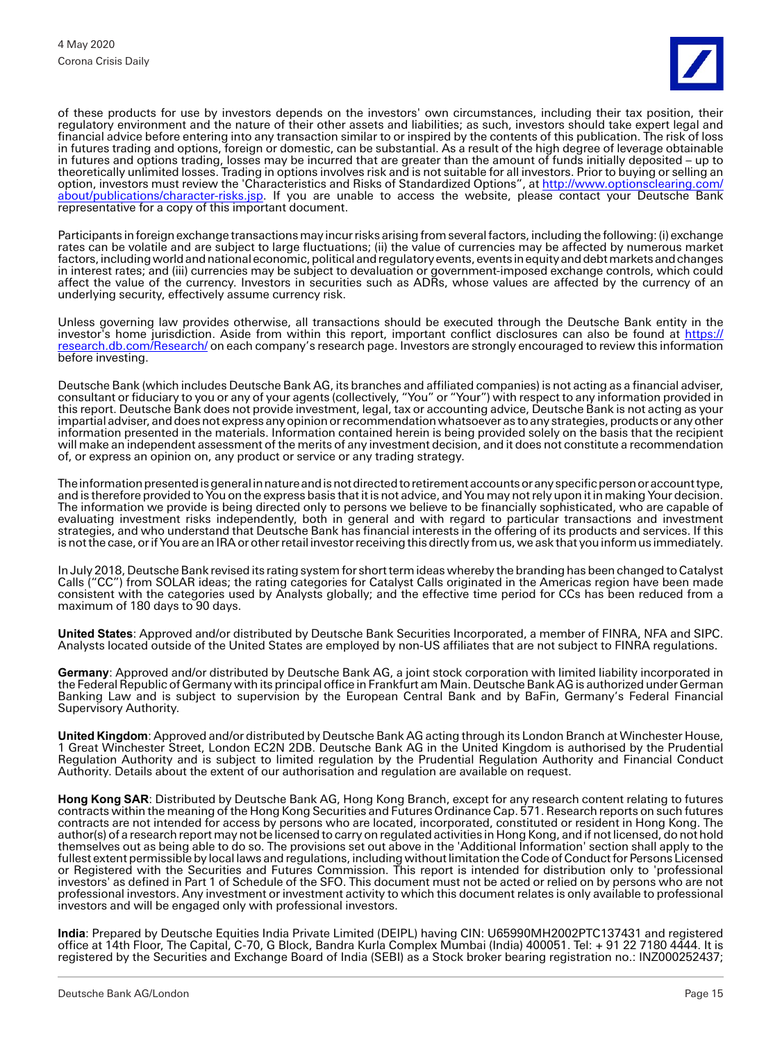of these products for use by investors depends on the investors' own circumstances, including their tax position, their regulatory environment and the nature of their other assets and liabilities; as such, investors should take expert legal and financial advice before entering into any transaction similar to or inspired by the contents of this publication. The risk of loss in futures trading and options, foreign or domestic, can be substantial. As a result of the high degree of leverage obtainable in futures and options trading, losses may be incurred that are greater than the amount of funds initially deposited – up to theoretically unlimited losses. Trading in options involves risk and is not suitable for all investors. Prior to buying or selling an option, investors must review the 'Characteristics and Risks of Standardized Options", at [http://www.optionsclearing.com/about/publications/character-risks.jsp](http://www.optionsclearing.com/about/publications/character-risks.jsp). If you are unable to access the website, please contact your Deutsche Bank representative for a copy of this important document.

Participants in foreign exchange transactions may incur risks arising from several factors, including the following: (i) exchange rates can be volatile and are subject to large fluctuations; (ii) the value of currencies may be affected by numerous market factors, including world and national economic, political and regulatory events, events in equity and debt markets and changes in interest rates; and (iii) currencies may be subject to devaluation or government-imposed exchange controls, which could affect the value of the currency. Investors in securities such as ADRs, whose values are affected by the currency of an underlying security, effectively assume currency risk.

Unless governing law provides otherwise, all transactions should be executed through the Deutsche Bank entity in the investor's home jurisdiction. Aside from within this report, important conflict disclosures can also be found at [https://research.db.com/Research/](https://research.db.com/Research/) on each company's research page. Investors are strongly encouraged to review this information before investing.

Deutsche Bank (which includes Deutsche Bank AG, its branches and affiliated companies) is not acting as a financial adviser, consultant or fiduciary to you or any of your agents (collectively, "You" or "Your") with respect to any information provided in this report. Deutsche Bank does not provide investment, legal, tax or accounting advice, Deutsche Bank is not acting as your impartial adviser, and does not express any opinion or recommendation whatsoever as to any strategies, products or any other information presented in the materials. Information contained herein is being provided solely on the basis that the recipient will make an independent assessment of the merits of any investment decision, and it does not constitute a recommendation of, or express an opinion on, any product or service or any trading strategy.

The information presented is general in nature and is not directed to retirement accounts or any specific person or account type, and is therefore provided to You on the express basis that it is not advice, and You may not rely upon it in making Your decision. The information we provide is being directed only to persons we believe to be financially sophisticated, who are capable of evaluating investment risks independently, both in general and with regard to particular transactions and investment strategies, and who understand that Deutsche Bank has financial interests in the offering of its products and services. If this is not the case, or if You are an IRA or other retail investor receiving this directly from us, we ask that you inform us immediately.

In July 2018, Deutsche Bank revised its rating system for short term ideas whereby the branding has been changed to Catalyst Calls ("CC") from SOLAR ideas; the rating categories for Catalyst Calls originated in the Americas region have been made consistent with the categories used by Analysts globally; and the effective time period for CCs has been reduced from a maximum of 180 days to 90 days.

**United States**: Approved and/or distributed by Deutsche Bank Securities Incorporated, a member of FINRA, NFA and SIPC. Analysts located outside of the United States are employed by non-US affiliates that are not subject to FINRA regulations.

**Germany**: Approved and/or distributed by Deutsche Bank AG, a joint stock corporation with limited liability incorporated in the Federal Republic of Germany with its principal office in Frankfurt am Main. Deutsche Bank AG is authorized under German Banking Law and is subject to supervision by the European Central Bank and by BaFin, Germany's Federal Financial Supervisory Authority.

**United Kingdom**: Approved and/or distributed by Deutsche Bank AG acting through its London Branch at Winchester House, 1 Great Winchester Street, London EC2N 2DB. Deutsche Bank AG in the United Kingdom is authorised by the Prudential Regulation Authority and is subject to limited regulation by the Prudential Regulation Authority and Financial Conduct Authority. Details about the extent of our authorisation and regulation are available on request.

**Hong Kong SAR**: Distributed by Deutsche Bank AG, Hong Kong Branch, except for any research content relating to futures contracts within the meaning of the Hong Kong Securities and Futures Ordinance Cap. 571. Research reports on such futures contracts are not intended for access by persons who are located, incorporated, constituted or resident in Hong Kong. The author(s) of a research report may not be licensed to carry on regulated activities in Hong Kong, and if not licensed, do not hold themselves out as being able to do so. The provisions set out above in the 'Additional Information' section shall apply to the fullest extent permissible by local laws and regulations, including without limitation the Code of Conduct for Persons Licensed or Registered with the Securities and Futures Commission. This report is intended for distribution only to 'professional investors' as defined in Part 1 of Schedule of the SFO. This document must not be acted or relied on by persons who are not professional investors. Any investment or investment activity to which this document relates is only available to professional investors and will be engaged only with professional investors.

**India**: Prepared by Deutsche Equities India Private Limited (DEIPL) having CIN: U65990MH2002PTC137431 and registered office at 14th Floor, The Capital, C-70, G Block, Bandra Kurla Complex Mumbai (India) 400051. Tel: + 91 22 7180 4444. It is registered by the Securities and Exchange Board of India (SEBI) as a Stock broker bearing registration no.: INZ000252437;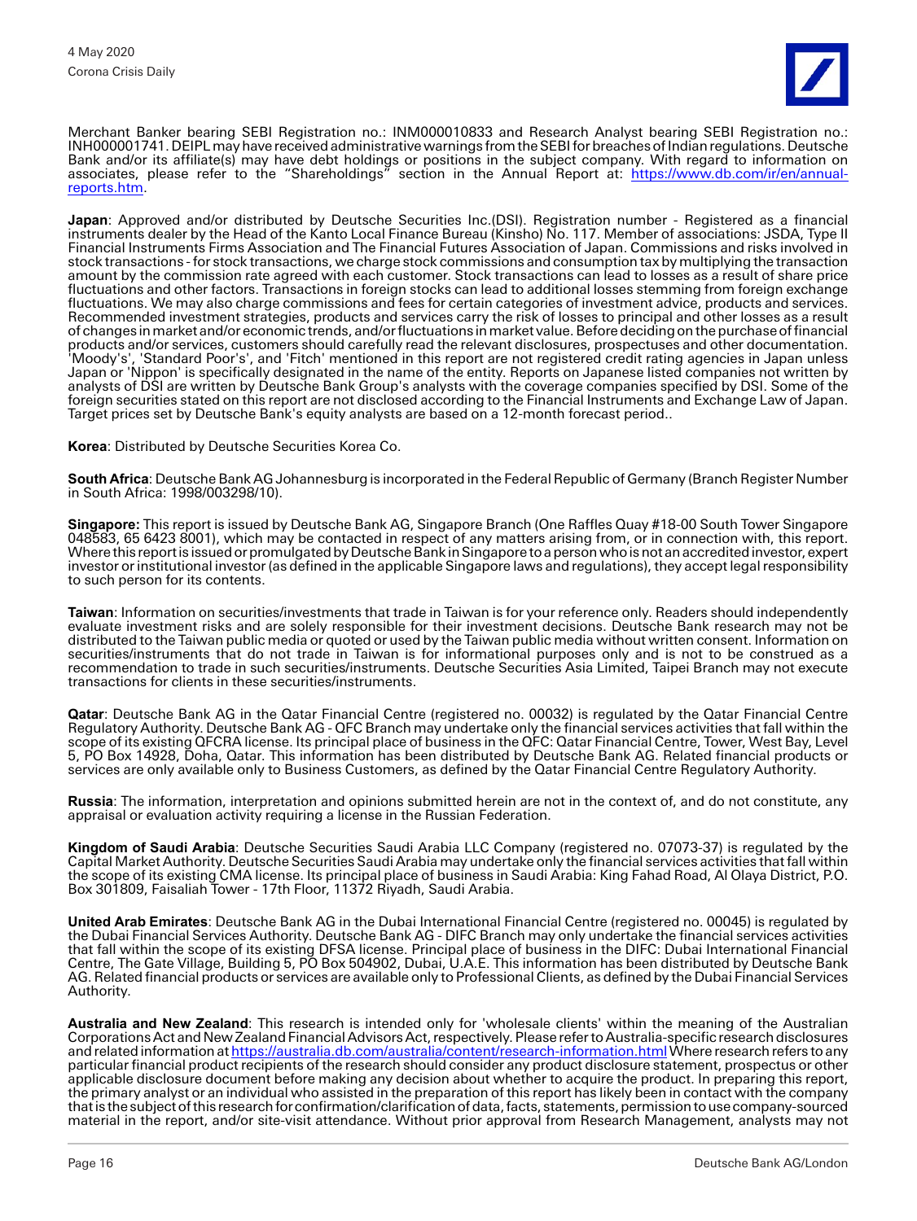Merchant Banker bearing SEBI Registration no.: INM000010833 and Research Analyst bearing SEBI Registration no.: INH000001741. DEIPL may have received administrative warnings from the SEBI for breaches of Indian regulations. Deutsche Bank and/or its affiliate(s) may have debt holdings or positions in the subject company. With regard to information on associates, please refer to the "Shareholdings" section in the Annual Report at: [https://www.db.com/ir/en/annual-reports.htm](https://www.db.com/ir/en/annual-reports.htm).

**Japan**: Approved and/or distributed by Deutsche Securities Inc.(DSI). Registration number - Registered as a financial instruments dealer by the Head of the Kanto Local Finance Bureau (Kinsho) No. 117. Member of associations: JSDA, Type II Financial Instruments Firms Association and The Financial Futures Association of Japan. Commissions and risks involved in stock transactions - for stock transactions, we charge stock commissions and consumption tax by multiplying the transaction amount by the commission rate agreed with each customer. Stock transactions can lead to losses as a result of share price fluctuations and other factors. Transactions in foreign stocks can lead to additional losses stemming from foreign exchange fluctuations. We may also charge commissions and fees for certain categories of investment advice, products and services. Recommended investment strategies, products and services carry the risk of losses to principal and other losses as a result of changes in market and/or economic trends, and/or fluctuations in market value. Before deciding on the purchase of financial products and/or services, customers should carefully read the relevant disclosures, prospectuses and other documentation. 'Moody's', 'Standard Poor's', and 'Fitch' mentioned in this report are not registered credit rating agencies in Japan unless Japan or 'Nippon' is specifically designated in the name of the entity. Reports on Japanese listed companies not written by analysts of DSI are written by Deutsche Bank Group's analysts with the coverage companies specified by DSI. Some of the foreign securities stated on this report are not disclosed according to the Financial Instruments and Exchange Law of Japan. Target prices set by Deutsche Bank's equity analysts are based on a 12-month forecast period..

**Korea**: Distributed by Deutsche Securities Korea Co.

**South Africa**: Deutsche Bank AG Johannesburg is incorporated in the Federal Republic of Germany (Branch Register Number in South Africa: 1998/003298/10).

**Singapore:** This report is issued by Deutsche Bank AG, Singapore Branch (One Raffles Quay #18-00 South Tower Singapore 048583, 65 6423 8001), which may be contacted in respect of any matters arising from, or in connection with, this report. Where this report is issued or promulgated by Deutsche Bank in Singapore to a person who is not an accredited investor, expert investor or institutional investor (as defined in the applicable Singapore laws and regulations), they accept legal responsibility to such person for its contents.

**Taiwan**: Information on securities/investments that trade in Taiwan is for your reference only. Readers should independently evaluate investment risks and are solely responsible for their investment decisions. Deutsche Bank research may not be distributed to the Taiwan public media or quoted or used by the Taiwan public media without written consent. Information on securities/instruments that do not trade in Taiwan is for informational purposes only and is not to be construed as a recommendation to trade in such securities/instruments. Deutsche Securities Asia Limited, Taipei Branch may not execute transactions for clients in these securities/instruments.

**Qatar**: Deutsche Bank AG in the Qatar Financial Centre (registered no. 00032) is regulated by the Qatar Financial Centre Regulatory Authority. Deutsche Bank AG - QFC Branch may undertake only the financial services activities that fall within the scope of its existing QFCRA license. Its principal place of business in the QFC: Qatar Financial Centre, Tower, West Bay, Level 5, PO Box 14928, Doha, Qatar. This information has been distributed by Deutsche Bank AG. Related financial products or services are only available only to Business Customers, as defined by the Qatar Financial Centre Regulatory Authority.

**Russia**: The information, interpretation and opinions submitted herein are not in the context of, and do not constitute, any appraisal or evaluation activity requiring a license in the Russian Federation.

**Kingdom of Saudi Arabia**: Deutsche Securities Saudi Arabia LLC Company (registered no. 07073-37) is regulated by the Capital Market Authority. Deutsche Securities Saudi Arabia may undertake only the financial services activities that fall within the scope of its existing CMA license. Its principal place of business in Saudi Arabia: King Fahad Road, Al Olaya District, P.O. Box 301809, Faisaliah Tower - 17th Floor, 11372 Riyadh, Saudi Arabia.

**United Arab Emirates**: Deutsche Bank AG in the Dubai International Financial Centre (registered no. 00045) is regulated by the Dubai Financial Services Authority. Deutsche Bank AG - DIFC Branch may only undertake the financial services activities that fall within the scope of its existing DFSA license. Principal place of business in the DIFC: Dubai International Financial Centre, The Gate Village, Building 5, PO Box 504902, Dubai, U.A.E. This information has been distributed by Deutsche Bank AG. Related financial products or services are available only to Professional Clients, as defined by the Dubai Financial Services Authority.

**Australia and New Zealand**: This research is intended only for 'wholesale clients' within the meaning of the Australian Corporations Act and New Zealand Financial Advisors Act, respectively. Please refer to Australia-specific research disclosures and related information at [https://australia.db.com/australia/content/research-information.html](https://australia.db.com/australia/content/research-information.html) Where research refers to any particular financial product recipients of the research should consider any product disclosure statement, prospectus or other applicable disclosure document before making any decision about whether to acquire the product. In preparing this report, the primary analyst or an individual who assisted in the preparation of this report has likely been in contact with the company that is the subject of this research for confirmation/clarification of data, facts, statements, permission to use company-sourced material in the report, and/or site-visit attendance. Without prior approval from Research Management, analysts may not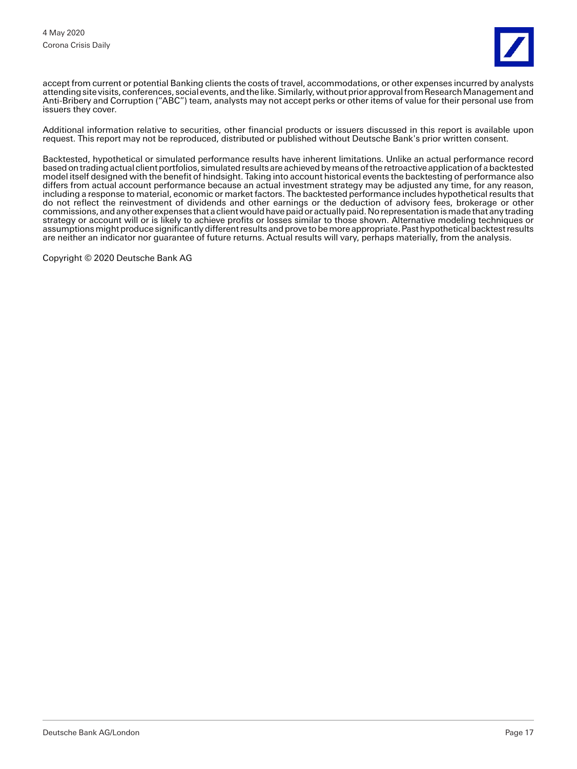accept from current or potential Banking clients the costs of travel, accommodations, or other expenses incurred by analysts attending site visits, conferences, social events, and the like. Similarly, without prior approval from Research Management and Anti-Bribery and Corruption ("ABC") team, analysts may not accept perks or other items of value for their personal use from issuers they cover.

Additional information relative to securities, other financial products or issuers discussed in this report is available upon request. This report may not be reproduced, distributed or published without Deutsche Bank's prior written consent.

Backtested, hypothetical or simulated performance results have inherent limitations. Unlike an actual performance record based on trading actual client portfolios, simulated results are achieved by means of the retroactive application of a backtested model itself designed with the benefit of hindsight. Taking into account historical events the backtesting of performance also differs from actual account performance because an actual investment strategy may be adjusted any time, for any reason, including a response to material, economic or market factors. The backtested performance includes hypothetical results that do not reflect the reinvestment of dividends and other earnings or the deduction of advisory fees, brokerage or other commissions, and any other expenses that a client would have paid or actually paid. No representation is made that any trading strategy or account will or is likely to achieve profits or losses similar to those shown. Alternative modeling techniques or assumptions might produce significantly different results and prove to be more appropriate. Past hypothetical backtest results are neither an indicator nor guarantee of future returns. Actual results will vary, perhaps materially, from the analysis.

Copyright © 2020 Deutsche Bank AG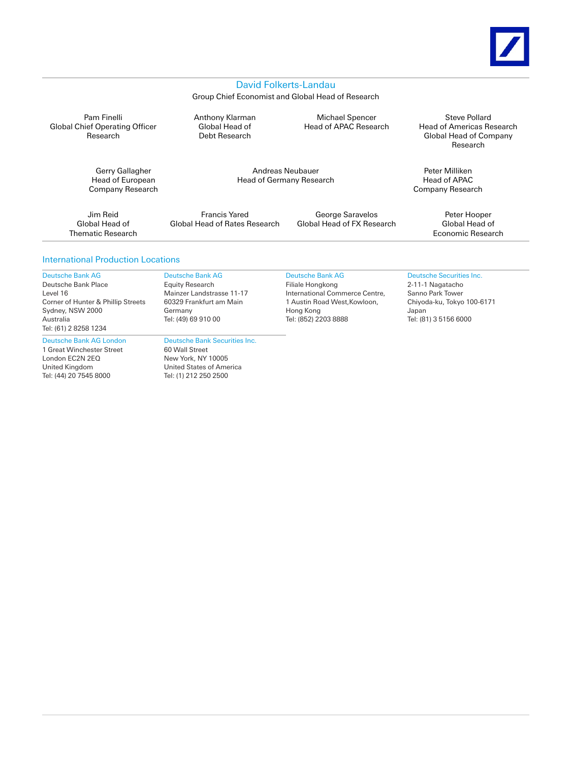## David Folkerts-Landau

Group Chief Economist and Global Head of Research

Pam Finelli
Global Chief Operating Officer
Research

Anthony Klarman
Global Head of
Debt Research

Michael Spencer
Head of APAC Research

Steve Pollard
Head of Americas Research
Global Head of Company
Research

Gerry Gallagher
Head of European
Company Research

Andreas Neubauer
Head of Germany Research

Peter Milliken
Head of APAC
Company Research

Jim Reid
Global Head of
Thematic Research

Francis Yared
Global Head of Rates Research

George Saravelos
Global Head of FX Research

Peter Hooper
Global Head of
Economic Research

## International Production Locations

**Deutsche Bank AG**
Deutsche Bank Place
Level 16
Corner of Hunter & Phillip Streets
Sydney, NSW 2000
Australia
Tel: (61) 2 8258 1234

**Deutsche Bank AG**
Equity Research
Mainzer Landstrasse 11-17
60329 Frankfurt am Main
Germany
Tel: (49) 69 910 00

**Deutsche Bank AG**
Filiale Hongkong
International Commerce Centre,
1 Austin Road West,Kowloon,
Hong Kong
Tel: (852) 2203 8888

**Deutsche Securities Inc.**
2-11-1 Nagatacho
Sanno Park Tower
Chiyoda-ku, Tokyo 100-6171
Japan
Tel: (81) 3 5156 6000

**Deutsche Bank AG London**
1 Great Winchester Street
London EC2N 2EQ
United Kingdom
Tel: (44) 20 7545 8000

**Deutsche Bank Securities Inc.**
60 Wall Street
New York, NY 10005
United States of America
Tel: (1) 212 250 2500